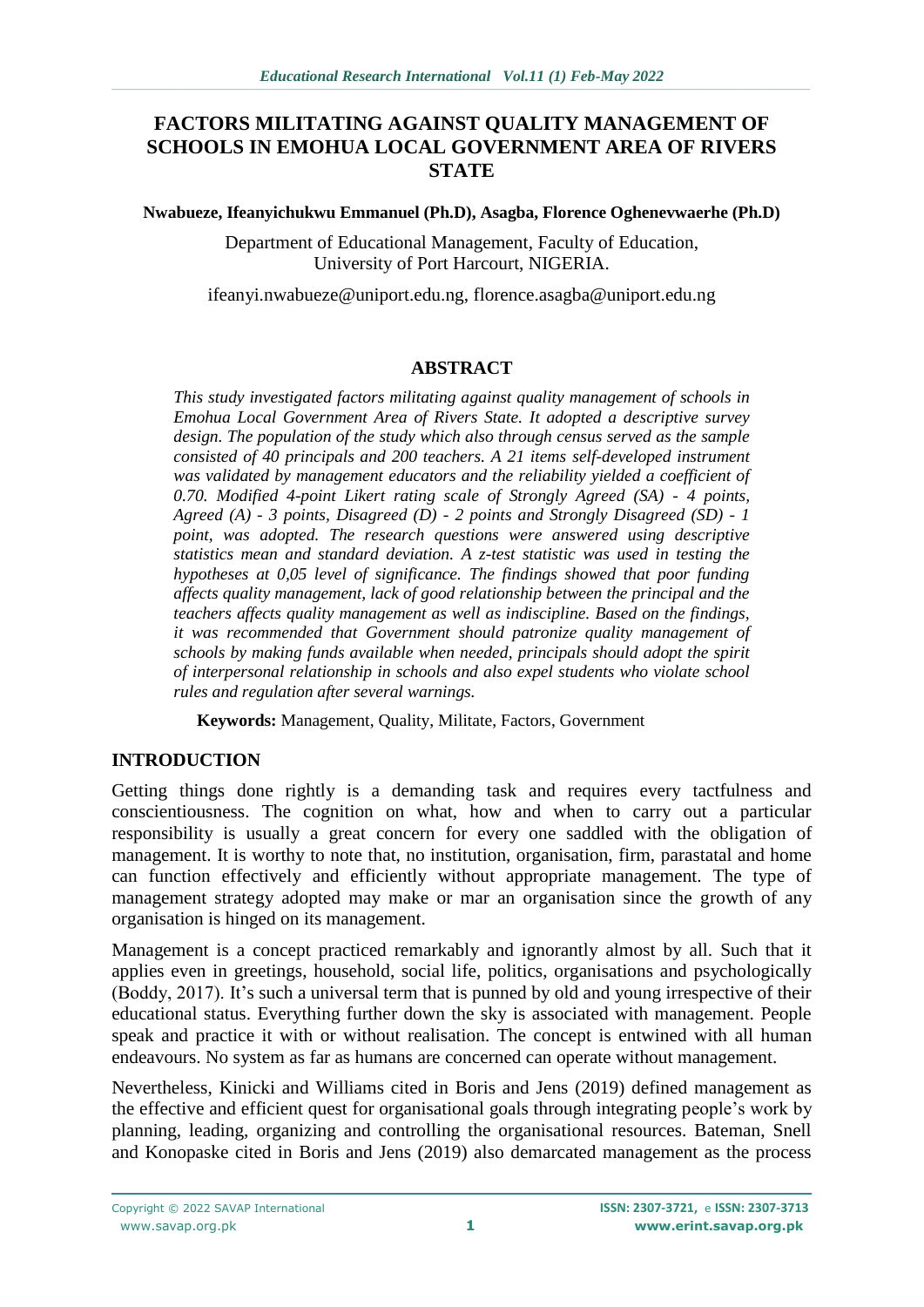# FACTORS MILITATING AGAINST QUALITY MANAGEMENT OF SCHOOLS IN EMOHUA LOCAL GOVERNMENT AREA OF RIVERS STATE

**Nwabueze, Ifeanyichukwu Emmanuel (Ph.D), Asagba, Florence Oghenevwaerhe (Ph.D)**

Department of Educational Management, Faculty of Education,
University of Port Harcourt, NIGERIA.

ifeanyi.nwabueze@uniport.edu.ng, florence.asagba@uniport.edu.ng

## ABSTRACT

*This study investigated factors militating against quality management of schools in Emohua Local Government Area of Rivers State. It adopted a descriptive survey design. The population of the study which also through census served as the sample consisted of 40 principals and 200 teachers. A 21 items self-developed instrument was validated by management educators and the reliability yielded a coefficient of 0.70. Modified 4-point Likert rating scale of Strongly Agreed (SA) - 4 points, Agreed (A) - 3 points, Disagreed (D) - 2 points and Strongly Disagreed (SD) - 1 point, was adopted. The research questions were answered using descriptive statistics mean and standard deviation. A z-test statistic was used in testing the hypotheses at 0,05 level of significance. The findings showed that poor funding affects quality management, lack of good relationship between the principal and the teachers affects quality management as well as indiscipline. Based on the findings, it was recommended that Government should patronize quality management of schools by making funds available when needed, principals should adopt the spirit of interpersonal relationship in schools and also expel students who violate school rules and regulation after several warnings.*

**Keywords:** Management, Quality, Militate, Factors, Government

## INTRODUCTION

Getting things done rightly is a demanding task and requires every tactfulness and conscientiousness. The cognition on what, how and when to carry out a particular responsibility is usually a great concern for every one saddled with the obligation of management. It is worthy to note that, no institution, organisation, firm, parastatal and home can function effectively and efficiently without appropriate management. The type of management strategy adopted may make or mar an organisation since the growth of any organisation is hinged on its management.

Management is a concept practiced remarkably and ignorantly almost by all. Such that it applies even in greetings, household, social life, politics, organisations and psychologically (Boddy, 2017). It's such a universal term that is punned by old and young irrespective of their educational status. Everything further down the sky is associated with management. People speak and practice it with or without realisation. The concept is entwined with all human endeavours. No system as far as humans are concerned can operate without management.

Nevertheless, Kinicki and Williams cited in Boris and Jens (2019) defined management as the effective and efficient quest for organisational goals through integrating people's work by planning, leading, organizing and controlling the organisational resources. Bateman, Snell and Konopaske cited in Boris and Jens (2019) also demarcated management as the process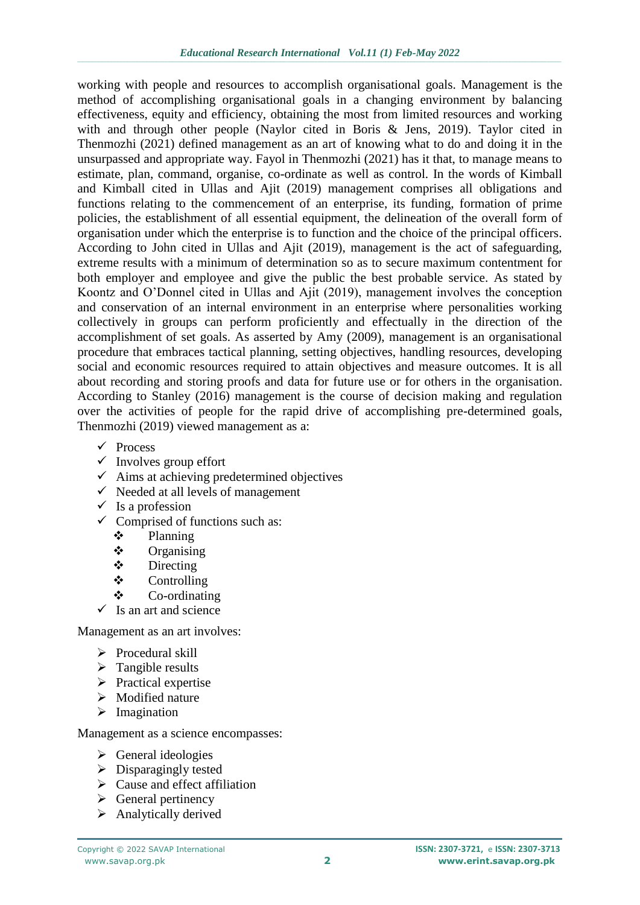working with people and resources to accomplish organisational goals. Management is the method of accomplishing organisational goals in a changing environment by balancing effectiveness, equity and efficiency, obtaining the most from limited resources and working with and through other people (Naylor cited in Boris & Jens, 2019). Taylor cited in Thenmozhi (2021) defined management as an art of knowing what to do and doing it in the unsurpassed and appropriate way. Fayol in Thenmozhi (2021) has it that, to manage means to estimate, plan, command, organise, co-ordinate as well as control. In the words of Kimball and Kimball cited in Ullas and Ajit (2019) management comprises all obligations and functions relating to the commencement of an enterprise, its funding, formation of prime policies, the establishment of all essential equipment, the delineation of the overall form of organisation under which the enterprise is to function and the choice of the principal officers. According to John cited in Ullas and Ajit (2019), management is the act of safeguarding, extreme results with a minimum of determination so as to secure maximum contentment for both employer and employee and give the public the best probable service. As stated by Koontz and O'Donnel cited in Ullas and Ajit (2019), management involves the conception and conservation of an internal environment in an enterprise where personalities working collectively in groups can perform proficiently and effectually in the direction of the accomplishment of set goals. As asserted by Amy (2009), management is an organisational procedure that embraces tactical planning, setting objectives, handling resources, developing social and economic resources required to attain objectives and measure outcomes. It is all about recording and storing proofs and data for future use or for others in the organisation. According to Stanley (2016) management is the course of decision making and regulation over the activities of people for the rapid drive of accomplishing pre-determined goals, Thenmozhi (2019) viewed management as a:

- Process
- Involves group effort
- Aims at achieving predetermined objectives
- Needed at all levels of management
- Is a profession
- Comprised of functions such as:
  - Planning
  - Organising
  - Directing
  - Controlling
  - Co-ordinating
- Is an art and science

Management as an art involves:

- Procedural skill
- Tangible results
- Practical expertise
- Modified nature
- Imagination

Management as a science encompasses:

- General ideologies
- Disparagingly tested
- Cause and effect affiliation
- General pertinency
- Analytically derived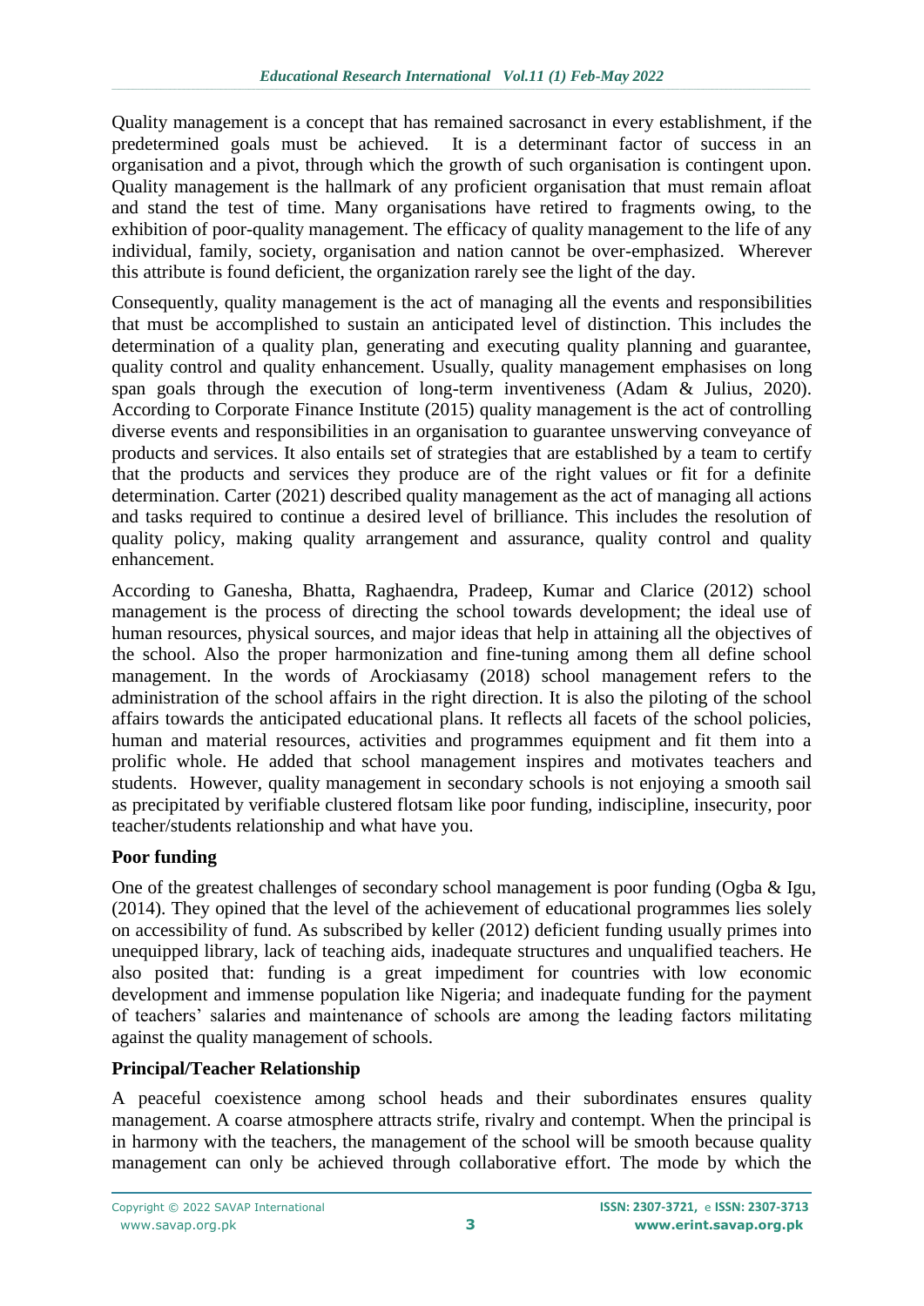Quality management is a concept that has remained sacrosanct in every establishment, if the predetermined goals must be achieved. It is a determinant factor of success in an organisation and a pivot, through which the growth of such organisation is contingent upon. Quality management is the hallmark of any proficient organisation that must remain afloat and stand the test of time. Many organisations have retired to fragments owing, to the exhibition of poor-quality management. The efficacy of quality management to the life of any individual, family, society, organisation and nation cannot be over-emphasized. Wherever this attribute is found deficient, the organization rarely see the light of the day.

Consequently, quality management is the act of managing all the events and responsibilities that must be accomplished to sustain an anticipated level of distinction. This includes the determination of a quality plan, generating and executing quality planning and guarantee, quality control and quality enhancement. Usually, quality management emphasises on long span goals through the execution of long-term inventiveness (Adam & Julius, 2020). According to Corporate Finance Institute (2015) quality management is the act of controlling diverse events and responsibilities in an organisation to guarantee unswerving conveyance of products and services. It also entails set of strategies that are established by a team to certify that the products and services they produce are of the right values or fit for a definite determination. Carter (2021) described quality management as the act of managing all actions and tasks required to continue a desired level of brilliance. This includes the resolution of quality policy, making quality arrangement and assurance, quality control and quality enhancement.

According to Ganesha, Bhatta, Raghaendra, Pradeep, Kumar and Clarice (2012) school management is the process of directing the school towards development; the ideal use of human resources, physical sources, and major ideas that help in attaining all the objectives of the school. Also the proper harmonization and fine-tuning among them all define school management. In the words of Arockiasamy (2018) school management refers to the administration of the school affairs in the right direction. It is also the piloting of the school affairs towards the anticipated educational plans. It reflects all facets of the school policies, human and material resources, activities and programmes equipment and fit them into a prolific whole. He added that school management inspires and motivates teachers and students. However, quality management in secondary schools is not enjoying a smooth sail as precipitated by verifiable clustered flotsam like poor funding, indiscipline, insecurity, poor teacher/students relationship and what have you.

**Poor funding**

One of the greatest challenges of secondary school management is poor funding (Ogba & Igu, (2014). They opined that the level of the achievement of educational programmes lies solely on accessibility of fund. As subscribed by keller (2012) deficient funding usually primes into unequipped library, lack of teaching aids, inadequate structures and unqualified teachers. He also posited that: funding is a great impediment for countries with low economic development and immense population like Nigeria; and inadequate funding for the payment of teachers' salaries and maintenance of schools are among the leading factors militating against the quality management of schools.

**Principal/Teacher Relationship**

A peaceful coexistence among school heads and their subordinates ensures quality management. A coarse atmosphere attracts strife, rivalry and contempt. When the principal is in harmony with the teachers, the management of the school will be smooth because quality management can only be achieved through collaborative effort. The mode by which the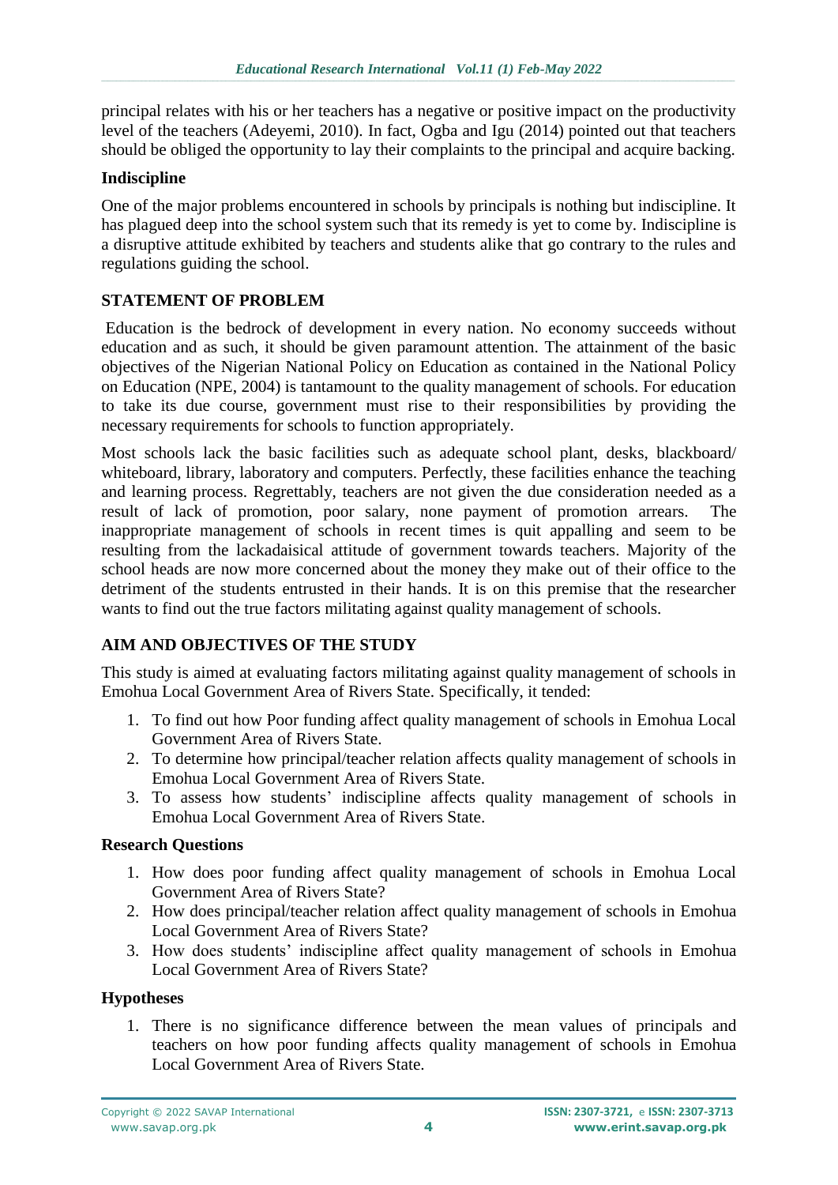principal relates with his or her teachers has a negative or positive impact on the productivity level of the teachers (Adeyemi, 2010). In fact, Ogba and Igu (2014) pointed out that teachers should be obliged the opportunity to lay their complaints to the principal and acquire backing.

### Indiscipline

One of the major problems encountered in schools by principals is nothing but indiscipline. It has plagued deep into the school system such that its remedy is yet to come by. Indiscipline is a disruptive attitude exhibited by teachers and students alike that go contrary to the rules and regulations guiding the school.

## STATEMENT OF PROBLEM

Education is the bedrock of development in every nation. No economy succeeds without education and as such, it should be given paramount attention. The attainment of the basic objectives of the Nigerian National Policy on Education as contained in the National Policy on Education (NPE, 2004) is tantamount to the quality management of schools. For education to take its due course, government must rise to their responsibilities by providing the necessary requirements for schools to function appropriately.

Most schools lack the basic facilities such as adequate school plant, desks, blackboard/ whiteboard, library, laboratory and computers. Perfectly, these facilities enhance the teaching and learning process. Regrettably, teachers are not given the due consideration needed as a result of lack of promotion, poor salary, none payment of promotion arrears. The inappropriate management of schools in recent times is quit appalling and seem to be resulting from the lackadaisical attitude of government towards teachers. Majority of the school heads are now more concerned about the money they make out of their office to the detriment of the students entrusted in their hands. It is on this premise that the researcher wants to find out the true factors militating against quality management of schools.

## AIM AND OBJECTIVES OF THE STUDY

This study is aimed at evaluating factors militating against quality management of schools in Emohua Local Government Area of Rivers State. Specifically, it tended:

1. To find out how Poor funding affect quality management of schools in Emohua Local Government Area of Rivers State.
2. To determine how principal/teacher relation affects quality management of schools in Emohua Local Government Area of Rivers State.
3. To assess how students' indiscipline affects quality management of schools in Emohua Local Government Area of Rivers State.

### Research Questions

1. How does poor funding affect quality management of schools in Emohua Local Government Area of Rivers State?
2. How does principal/teacher relation affect quality management of schools in Emohua Local Government Area of Rivers State?
3. How does students' indiscipline affect quality management of schools in Emohua Local Government Area of Rivers State?

### Hypotheses

1. There is no significance difference between the mean values of principals and teachers on how poor funding affects quality management of schools in Emohua Local Government Area of Rivers State.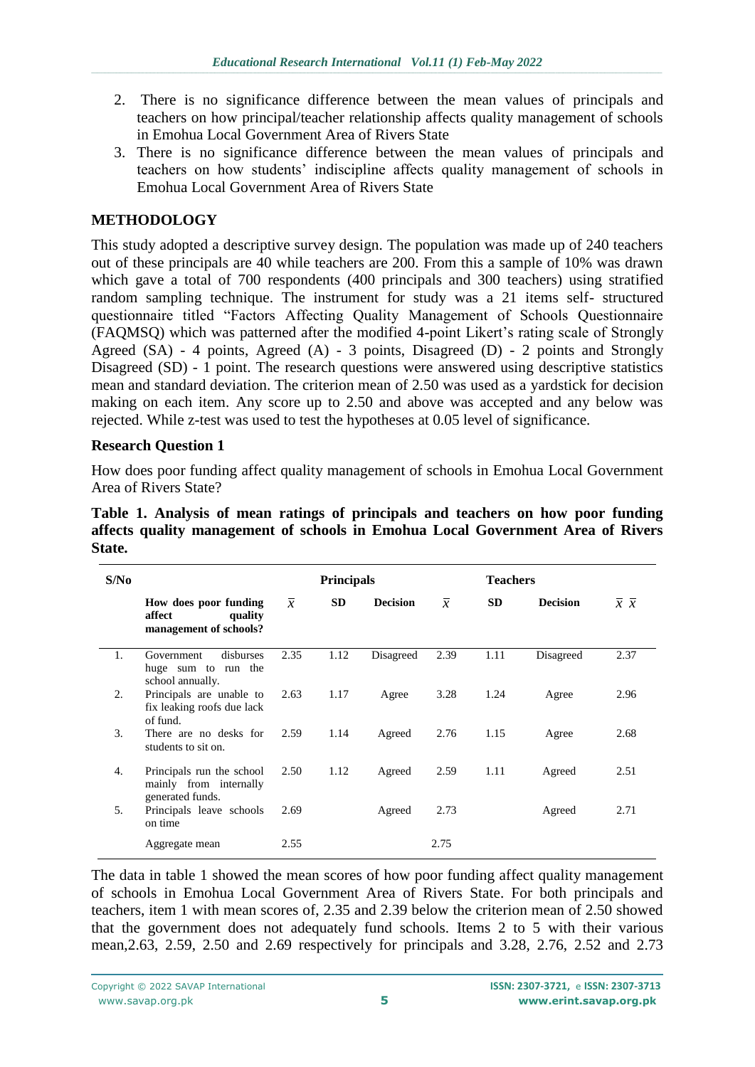2. There is no significance difference between the mean values of principals and teachers on how principal/teacher relationship affects quality management of schools in Emohua Local Government Area of Rivers State
3. There is no significance difference between the mean values of principals and teachers on how students' indiscipline affects quality management of schools in Emohua Local Government Area of Rivers State

## METHODOLOGY

This study adopted a descriptive survey design. The population was made up of 240 teachers out of these principals are 40 while teachers are 200. From this a sample of 10% was drawn which gave a total of 700 respondents (400 principals and 300 teachers) using stratified random sampling technique. The instrument for study was a 21 items self- structured questionnaire titled "Factors Affecting Quality Management of Schools Questionnaire (FAQMSQ) which was patterned after the modified 4-point Likert's rating scale of Strongly Agreed (SA) - 4 points, Agreed (A) - 3 points, Disagreed (D) - 2 points and Strongly Disagreed (SD) - 1 point. The research questions were answered using descriptive statistics mean and standard deviation. The criterion mean of 2.50 was used as a yardstick for decision making on each item. Any score up to 2.50 and above was accepted and any below was rejected. While z-test was used to test the hypotheses at 0.05 level of significance.

### Research Question 1

How does poor funding affect quality management of schools in Emohua Local Government Area of Rivers State?

**Table 1. Analysis of mean ratings of principals and teachers on how poor funding affects quality management of schools in Emohua Local Government Area of Rivers State.**

| S/No | | Principals | | | Teachers | | | |
|---|---|---|---|---|---|---|---|---|
| | **How does poor funding affect quality management of schools?** | $\bar{x}$ | **SD** | **Decision** | $\bar{x}$ | **SD** | **Decision** | $\bar{x}\ \bar{x}$ |
| 1. | Government disburses huge sum to run the school annually. | 2.35 | 1.12 | Disagreed | 2.39 | 1.11 | Disagreed | 2.37 |
| 2. | Principals are unable to fix leaking roofs due lack of fund. | 2.63 | 1.17 | Agree | 3.28 | 1.24 | Agree | 2.96 |
| 3. | There are no desks for students to sit on. | 2.59 | 1.14 | Agreed | 2.76 | 1.15 | Agree | 2.68 |
| 4. | Principals run the school mainly from internally generated funds. | 2.50 | 1.12 | Agreed | 2.59 | 1.11 | Agreed | 2.51 |
| 5. | Principals leave schools on time | 2.69 | | Agreed | 2.73 | | Agreed | 2.71 |
| | Aggregate mean | 2.55 | | | 2.75 | | | |

The data in table 1 showed the mean scores of how poor funding affect quality management of schools in Emohua Local Government Area of Rivers State. For both principals and teachers, item 1 with mean scores of, 2.35 and 2.39 below the criterion mean of 2.50 showed that the government does not adequately fund schools. Items 2 to 5 with their various mean,2.63, 2.59, 2.50 and 2.69 respectively for principals and 3.28, 2.76, 2.52 and 2.73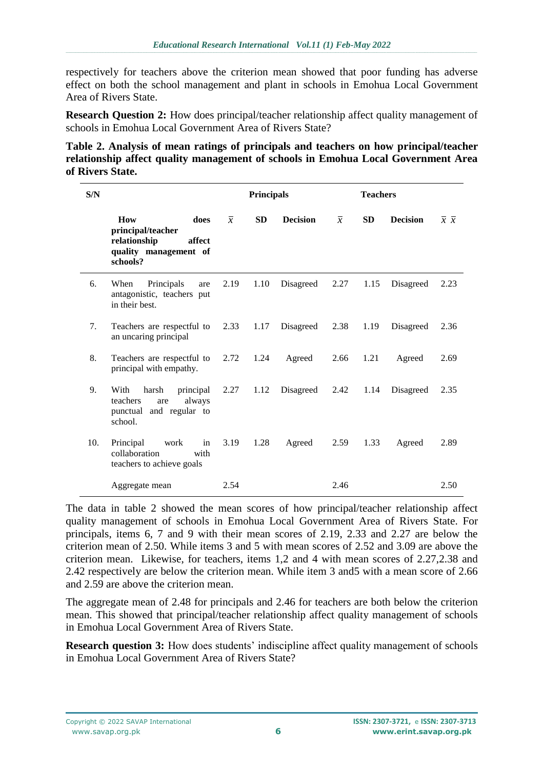respectively for teachers above the criterion mean showed that poor funding has adverse effect on both the school management and plant in schools in Emohua Local Government Area of Rivers State.

**Research Question 2:** How does principal/teacher relationship affect quality management of schools in Emohua Local Government Area of Rivers State?

**Table 2. Analysis of mean ratings of principals and teachers on how principal/teacher relationship affect quality management of schools in Emohua Local Government Area of Rivers State.**

| S/N | | Principals | | | Teachers | | | |
|---|---|---|---|---|---|---|---|---|
| | **How does principal/teacher relationship affect quality management of schools?** | $\bar{x}$ | **SD** | **Decision** | $\bar{x}$ | **SD** | **Decision** | $\bar{x}\ \bar{x}$ |
| 6. | When Principals are antagonistic, teachers put in their best. | 2.19 | 1.10 | Disagreed | 2.27 | 1.15 | Disagreed | 2.23 |
| 7. | Teachers are respectful to an uncaring principal | 2.33 | 1.17 | Disagreed | 2.38 | 1.19 | Disagreed | 2.36 |
| 8. | Teachers are respectful to principal with empathy. | 2.72 | 1.24 | Agreed | 2.66 | 1.21 | Agreed | 2.69 |
| 9. | With harsh principal teachers are always punctual and regular to school. | 2.27 | 1.12 | Disagreed | 2.42 | 1.14 | Disagreed | 2.35 |
| 10. | Principal work in collaboration with teachers to achieve goals | 3.19 | 1.28 | Agreed | 2.59 | 1.33 | Agreed | 2.89 |
| | Aggregate mean | 2.54 | | | 2.46 | | | 2.50 |

The data in table 2 showed the mean scores of how principal/teacher relationship affect quality management of schools in Emohua Local Government Area of Rivers State. For principals, items 6, 7 and 9 with their mean scores of 2.19, 2.33 and 2.27 are below the criterion mean of 2.50. While items 3 and 5 with mean scores of 2.52 and 3.09 are above the criterion mean. Likewise, for teachers, items 1,2 and 4 with mean scores of 2.27,2.38 and 2.42 respectively are below the criterion mean. While item 3 and5 with a mean score of 2.66 and 2.59 are above the criterion mean.

The aggregate mean of 2.48 for principals and 2.46 for teachers are both below the criterion mean. This showed that principal/teacher relationship affect quality management of schools in Emohua Local Government Area of Rivers State.

**Research question 3:** How does students' indiscipline affect quality management of schools in Emohua Local Government Area of Rivers State?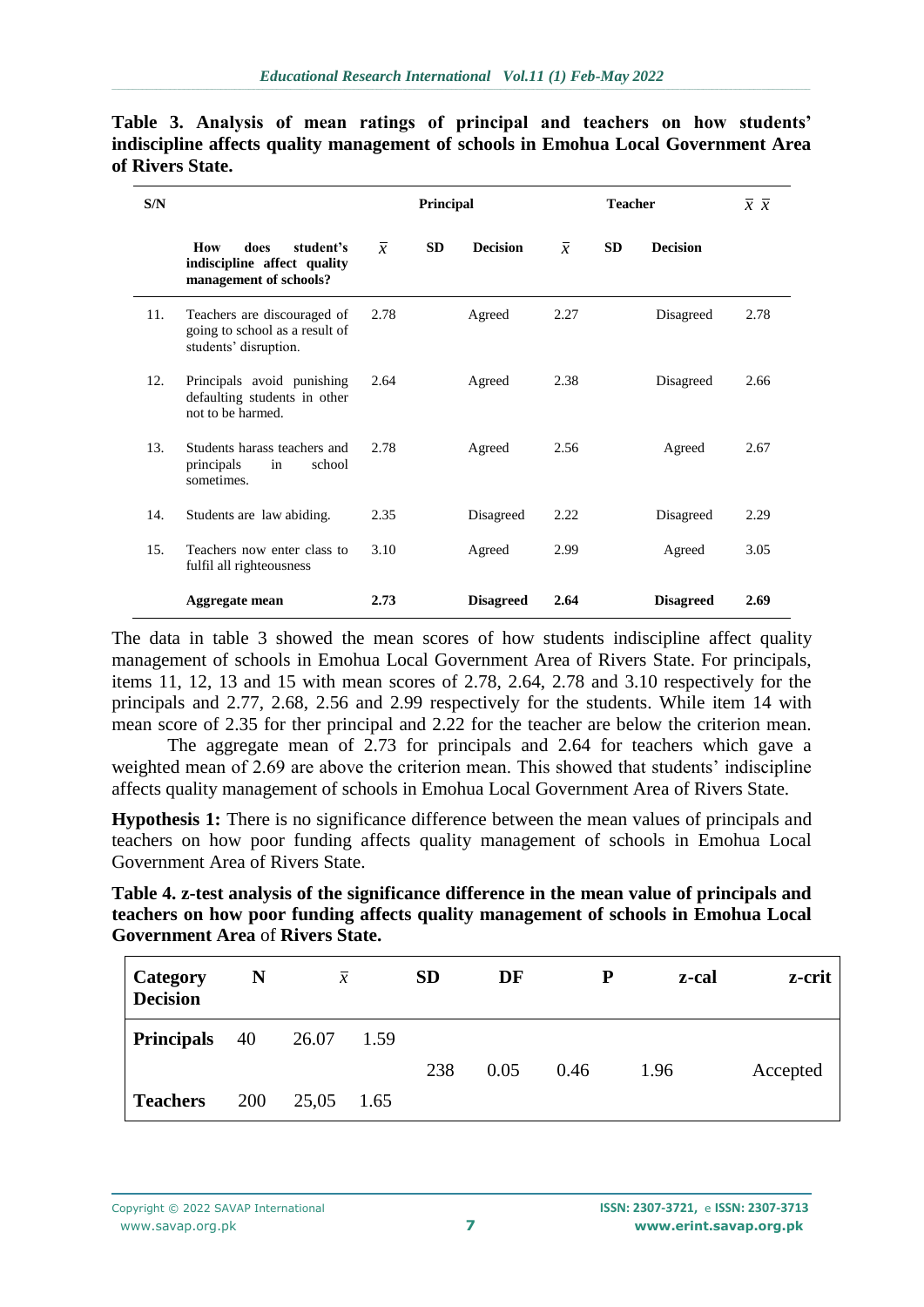**Table 3. Analysis of mean ratings of principal and teachers on how students' indiscipline affects quality management of schools in Emohua Local Government Area of Rivers State.**

| S/N | | Principal | | | Teacher | | | $\bar{x}$ $\bar{x}$ |
|---|---|---|---|---|---|---|---|---|
| | **How does student's indiscipline affect quality management of schools?** | $\bar{x}$ | **SD** | **Decision** | $\bar{x}$ | **SD** | **Decision** | |
| 11. | Teachers are discouraged of going to school as a result of students' disruption. | 2.78 | | Agreed | 2.27 | | Disagreed | 2.78 |
| 12. | Principals avoid punishing defaulting students in other not to be harmed. | 2.64 | | Agreed | 2.38 | | Disagreed | 2.66 |
| 13. | Students harass teachers and principals in school sometimes. | 2.78 | | Agreed | 2.56 | | Agreed | 2.67 |
| 14. | Students are law abiding. | 2.35 | | Disagreed | 2.22 | | Disagreed | 2.29 |
| 15. | Teachers now enter class to fulfil all righteousness | 3.10 | | Agreed | 2.99 | | Agreed | 3.05 |
| | **Aggregate mean** | **2.73** | | **Disagreed** | **2.64** | | **Disagreed** | **2.69** |

The data in table 3 showed the mean scores of how students indiscipline affect quality management of schools in Emohua Local Government Area of Rivers State. For principals, items 11, 12, 13 and 15 with mean scores of 2.78, 2.64, 2.78 and 3.10 respectively for the principals and 2.77, 2.68, 2.56 and 2.99 respectively for the students. While item 14 with mean score of 2.35 for ther principal and 2.22 for the teacher are below the criterion mean.

The aggregate mean of 2.73 for principals and 2.64 for teachers which gave a weighted mean of 2.69 are above the criterion mean. This showed that students' indiscipline affects quality management of schools in Emohua Local Government Area of Rivers State.

**Hypothesis 1:** There is no significance difference between the mean values of principals and teachers on how poor funding affects quality management of schools in Emohua Local Government Area of Rivers State.

**Table 4. z-test analysis of the significance difference in the mean value of principals and teachers on how poor funding affects quality management of schools in Emohua Local Government Area** of **Rivers State.**

| **Category Decision** | **N** | $\bar{x}$ | **SD** | **DF** | **P** | **z-cal** | **z-crit** |
|---|---|---|---|---|---|---|---|
| **Principals** | 40 | 26.07 | 1.59 | | | | |
| | | | 238 | 0.05 | 0.46 | 1.96 | Accepted |
| **Teachers** | 200 | 25,05 | 1.65 | | | | |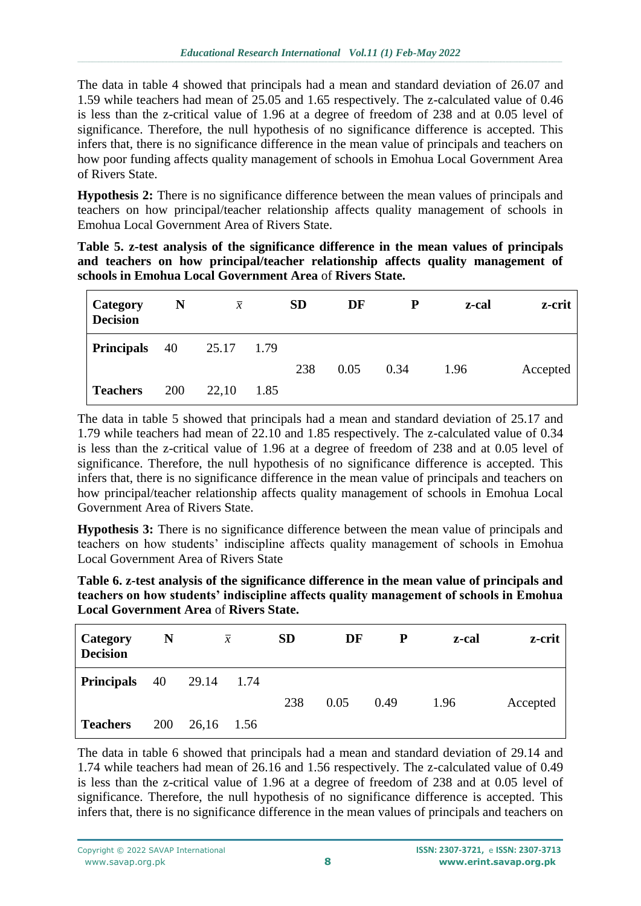The data in table 4 showed that principals had a mean and standard deviation of 26.07 and 1.59 while teachers had mean of 25.05 and 1.65 respectively. The z-calculated value of 0.46 is less than the z-critical value of 1.96 at a degree of freedom of 238 and at 0.05 level of significance. Therefore, the null hypothesis of no significance difference is accepted. This infers that, there is no significance difference in the mean value of principals and teachers on how poor funding affects quality management of schools in Emohua Local Government Area of Rivers State.

**Hypothesis 2:** There is no significance difference between the mean values of principals and teachers on how principal/teacher relationship affects quality management of schools in Emohua Local Government Area of Rivers State.

**Table 5. z-test analysis of the significance difference in the mean values of principals and teachers on how principal/teacher relationship affects quality management of schools in Emohua Local Government Area of Rivers State.**

| Category Decision | N | $\bar{x}$ | SD | DF | P | z-cal | z-crit |
|---|---|---|---|---|---|---|---|
| **Principals** | 40 | 25.17 | 1.79 | | | | |
| | | | 238 | 0.05 | 0.34 | 1.96 | Accepted |
| **Teachers** | 200 | 22,10 | 1.85 | | | | |

The data in table 5 showed that principals had a mean and standard deviation of 25.17 and 1.79 while teachers had mean of 22.10 and 1.85 respectively. The z-calculated value of 0.34 is less than the z-critical value of 1.96 at a degree of freedom of 238 and at 0.05 level of significance. Therefore, the null hypothesis of no significance difference is accepted. This infers that, there is no significance difference in the mean value of principals and teachers on how principal/teacher relationship affects quality management of schools in Emohua Local Government Area of Rivers State.

**Hypothesis 3:** There is no significance difference between the mean value of principals and teachers on how students' indiscipline affects quality management of schools in Emohua Local Government Area of Rivers State

**Table 6. z-test analysis of the significance difference in the mean value of principals and teachers on how students' indiscipline affects quality management of schools in Emohua Local Government Area of Rivers State.**

| Category Decision | N | $\bar{x}$ | SD | DF | P | z-cal | z-crit |
|---|---|---|---|---|---|---|---|
| **Principals** | 40 | 29.14 | 1.74 | | | | |
| | | | 238 | 0.05 | 0.49 | 1.96 | Accepted |
| **Teachers** | 200 | 26,16 | 1.56 | | | | |

The data in table 6 showed that principals had a mean and standard deviation of 29.14 and 1.74 while teachers had mean of 26.16 and 1.56 respectively. The z-calculated value of 0.49 is less than the z-critical value of 1.96 at a degree of freedom of 238 and at 0.05 level of significance. Therefore, the null hypothesis of no significance difference is accepted. This infers that, there is no significance difference in the mean values of principals and teachers on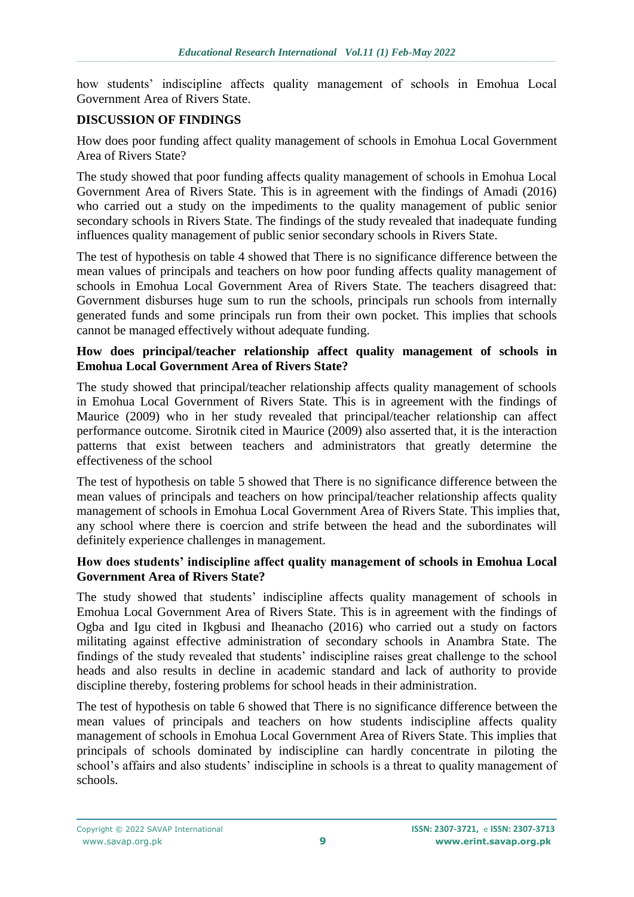how students' indiscipline affects quality management of schools in Emohua Local Government Area of Rivers State.

## DISCUSSION OF FINDINGS

How does poor funding affect quality management of schools in Emohua Local Government Area of Rivers State?

The study showed that poor funding affects quality management of schools in Emohua Local Government Area of Rivers State. This is in agreement with the findings of Amadi (2016) who carried out a study on the impediments to the quality management of public senior secondary schools in Rivers State. The findings of the study revealed that inadequate funding influences quality management of public senior secondary schools in Rivers State.

The test of hypothesis on table 4 showed that There is no significance difference between the mean values of principals and teachers on how poor funding affects quality management of schools in Emohua Local Government Area of Rivers State. The teachers disagreed that: Government disburses huge sum to run the schools, principals run schools from internally generated funds and some principals run from their own pocket. This implies that schools cannot be managed effectively without adequate funding.

**How does principal/teacher relationship affect quality management of schools in Emohua Local Government Area of Rivers State?**

The study showed that principal/teacher relationship affects quality management of schools in Emohua Local Government of Rivers State. This is in agreement with the findings of Maurice (2009) who in her study revealed that principal/teacher relationship can affect performance outcome. Sirotnik cited in Maurice (2009) also asserted that, it is the interaction patterns that exist between teachers and administrators that greatly determine the effectiveness of the school

The test of hypothesis on table 5 showed that There is no significance difference between the mean values of principals and teachers on how principal/teacher relationship affects quality management of schools in Emohua Local Government Area of Rivers State. This implies that, any school where there is coercion and strife between the head and the subordinates will definitely experience challenges in management.

**How does students' indiscipline affect quality management of schools in Emohua Local Government Area of Rivers State?**

The study showed that students' indiscipline affects quality management of schools in Emohua Local Government Area of Rivers State. This is in agreement with the findings of Ogba and Igu cited in Ikgbusi and Iheanacho (2016) who carried out a study on factors militating against effective administration of secondary schools in Anambra State. The findings of the study revealed that students' indiscipline raises great challenge to the school heads and also results in decline in academic standard and lack of authority to provide discipline thereby, fostering problems for school heads in their administration.

The test of hypothesis on table 6 showed that There is no significance difference between the mean values of principals and teachers on how students indiscipline affects quality management of schools in Emohua Local Government Area of Rivers State. This implies that principals of schools dominated by indiscipline can hardly concentrate in piloting the school's affairs and also students' indiscipline in schools is a threat to quality management of schools.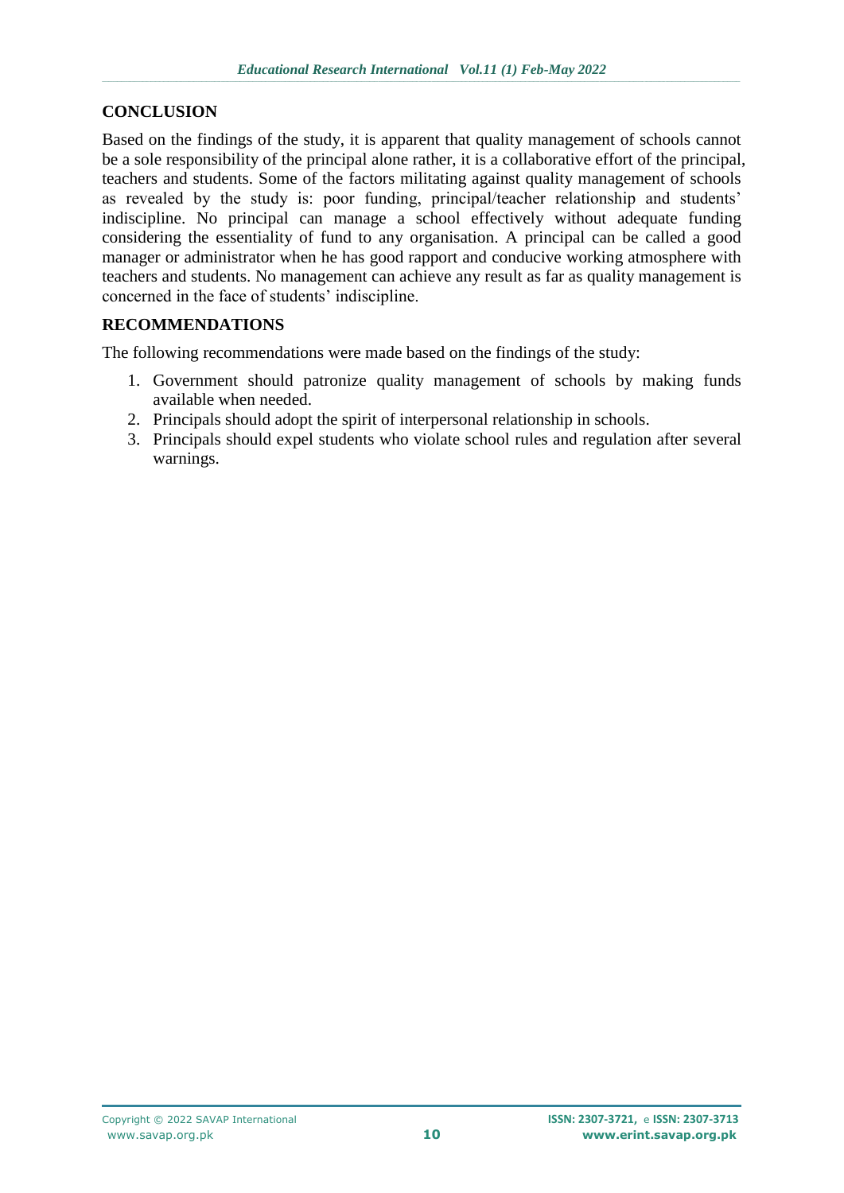## CONCLUSION

Based on the findings of the study, it is apparent that quality management of schools cannot be a sole responsibility of the principal alone rather, it is a collaborative effort of the principal, teachers and students. Some of the factors militating against quality management of schools as revealed by the study is: poor funding, principal/teacher relationship and students' indiscipline. No principal can manage a school effectively without adequate funding considering the essentiality of fund to any organisation. A principal can be called a good manager or administrator when he has good rapport and conducive working atmosphere with teachers and students. No management can achieve any result as far as quality management is concerned in the face of students' indiscipline.

## RECOMMENDATIONS

The following recommendations were made based on the findings of the study:

1. Government should patronize quality management of schools by making funds available when needed.
2. Principals should adopt the spirit of interpersonal relationship in schools.
3. Principals should expel students who violate school rules and regulation after several warnings.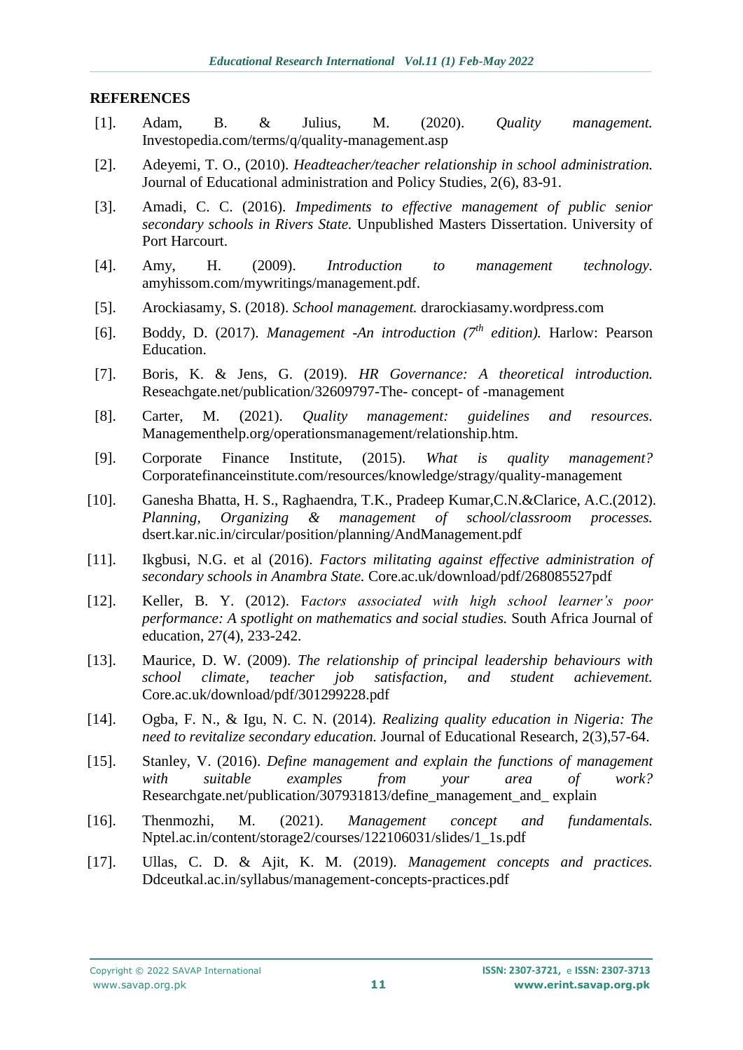## REFERENCES

[1]. Adam, B. & Julius, M. (2020). *Quality management.* Investopedia.com/terms/q/quality-management.asp

[2]. Adeyemi, T. O., (2010). *Headteacher/teacher relationship in school administration.* Journal of Educational administration and Policy Studies, 2(6), 83-91.

[3]. Amadi, C. C. (2016). *Impediments to effective management of public senior secondary schools in Rivers State.* Unpublished Masters Dissertation. University of Port Harcourt.

[4]. Amy, H. (2009). *Introduction to management technology.* amyhissom.com/mywritings/management.pdf.

[5]. Arockiasamy, S. (2018). *School management.* drarockiasamy.wordpress.com

[6]. Boddy, D. (2017). *Management -An introduction (7th edition).* Harlow: Pearson Education.

[7]. Boris, K. & Jens, G. (2019). *HR Governance: A theoretical introduction.* Reseachgate.net/publication/32609797-The- concept- of -management

[8]. Carter, M. (2021). *Quality management: guidelines and resources.* Managementhelp.org/operationsmanagement/relationship.htm.

[9]. Corporate Finance Institute, (2015). *What is quality management?* Corporatefinanceinstitute.com/resources/knowledge/stragy/quality-management

[10]. Ganesha Bhatta, H. S., Raghaendra, T.K., Pradeep Kumar,C.N.&Clarice, A.C.(2012). *Planning, Organizing & management of school/classroom processes.* dsert.kar.nic.in/circular/position/planning/AndManagement.pdf

[11]. Ikgbusi, N.G. et al (2016). *Factors militating against effective administration of secondary schools in Anambra State.* Core.ac.uk/download/pdf/268085527pdf

[12]. Keller, B. Y. (2012). F*actors associated with high school learner's poor performance: A spotlight on mathematics and social studies.* South Africa Journal of education, 27(4), 233-242.

[13]. Maurice, D. W. (2009). *The relationship of principal leadership behaviours with school climate, teacher job satisfaction, and student achievement.* Core.ac.uk/download/pdf/301299228.pdf

[14]. Ogba, F. N., & Igu, N. C. N. (2014). *Realizing quality education in Nigeria: The need to revitalize secondary education.* Journal of Educational Research, 2(3),57-64.

[15]. Stanley, V. (2016). *Define management and explain the functions of management with suitable examples from your area of work?* Researchgate.net/publication/307931813/define_management_and_ explain

[16]. Thenmozhi, M. (2021). *Management concept and fundamentals.* Nptel.ac.in/content/storage2/courses/122106031/slides/1_1s.pdf

[17]. Ullas, C. D. & Ajit, K. M. (2019). *Management concepts and practices.* Ddceutkal.ac.in/syllabus/management-concepts-practices.pdf